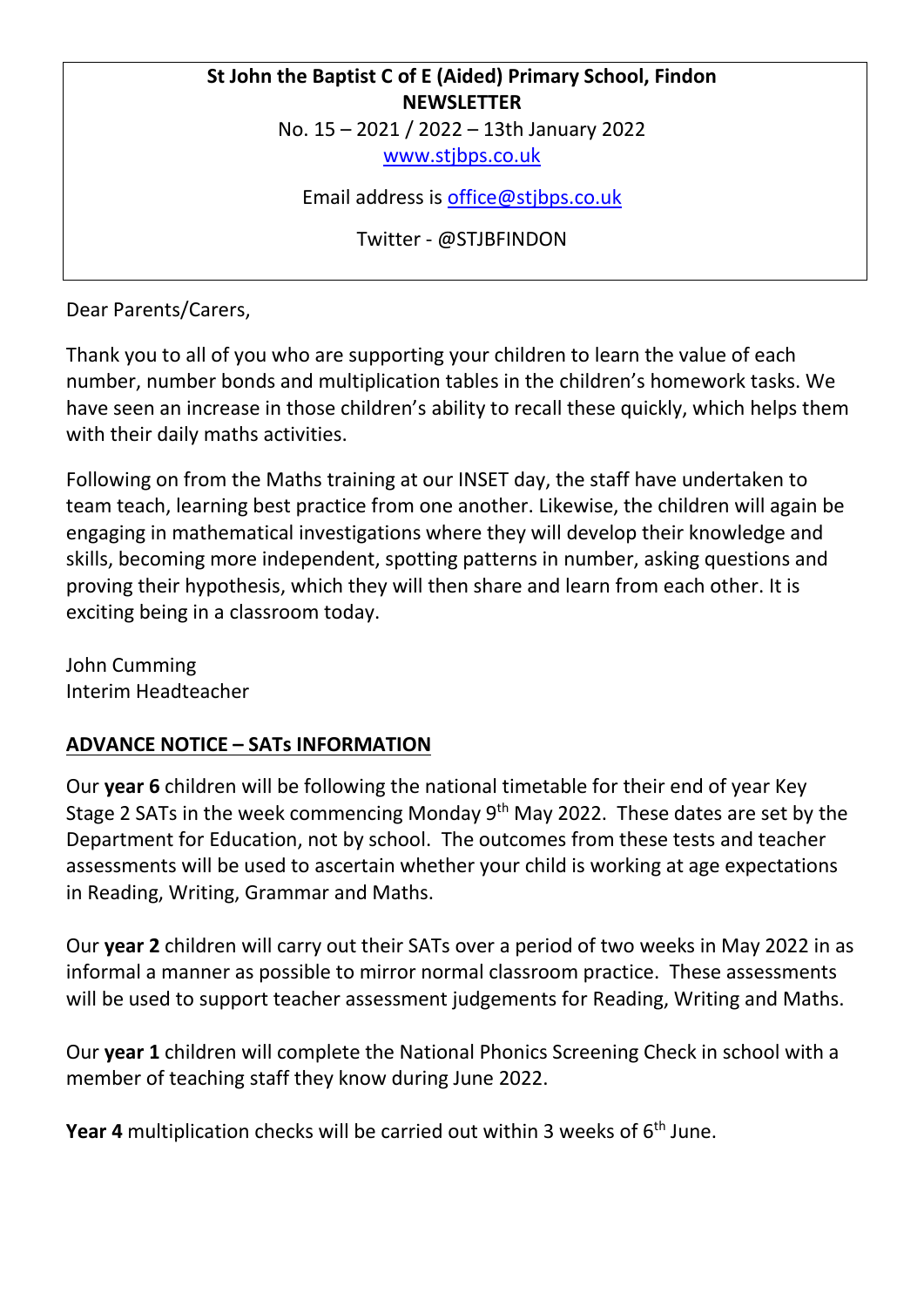**St John the Baptist C of E (Aided) Primary School, Findon**
**NEWSLETTER**

No. 15 – 2021 / 2022 – 13th January 2022

[www.stjbps.co.uk](http://www.stjbps.co.uk)

Email address is [office@stjbps.co.uk](mailto:office@stjbps.co.uk)

Twitter - @STJBFINDON

Dear Parents/Carers,

Thank you to all of you who are supporting your children to learn the value of each number, number bonds and multiplication tables in the children's homework tasks. We have seen an increase in those children's ability to recall these quickly, which helps them with their daily maths activities.

Following on from the Maths training at our INSET day, the staff have undertaken to team teach, learning best practice from one another. Likewise, the children will again be engaging in mathematical investigations where they will develop their knowledge and skills, becoming more independent, spotting patterns in number, asking questions and proving their hypothesis, which they will then share and learn from each other. It is exciting being in a classroom today.

John Cumming
Interim Headteacher

## ADVANCE NOTICE – SATs INFORMATION

Our **year 6** children will be following the national timetable for their end of year Key Stage 2 SATs in the week commencing Monday 9th May 2022. These dates are set by the Department for Education, not by school. The outcomes from these tests and teacher assessments will be used to ascertain whether your child is working at age expectations in Reading, Writing, Grammar and Maths.

Our **year 2** children will carry out their SATs over a period of two weeks in May 2022 in as informal a manner as possible to mirror normal classroom practice. These assessments will be used to support teacher assessment judgements for Reading, Writing and Maths.

Our **year 1** children will complete the National Phonics Screening Check in school with a member of teaching staff they know during June 2022.

**Year 4** multiplication checks will be carried out within 3 weeks of 6th June.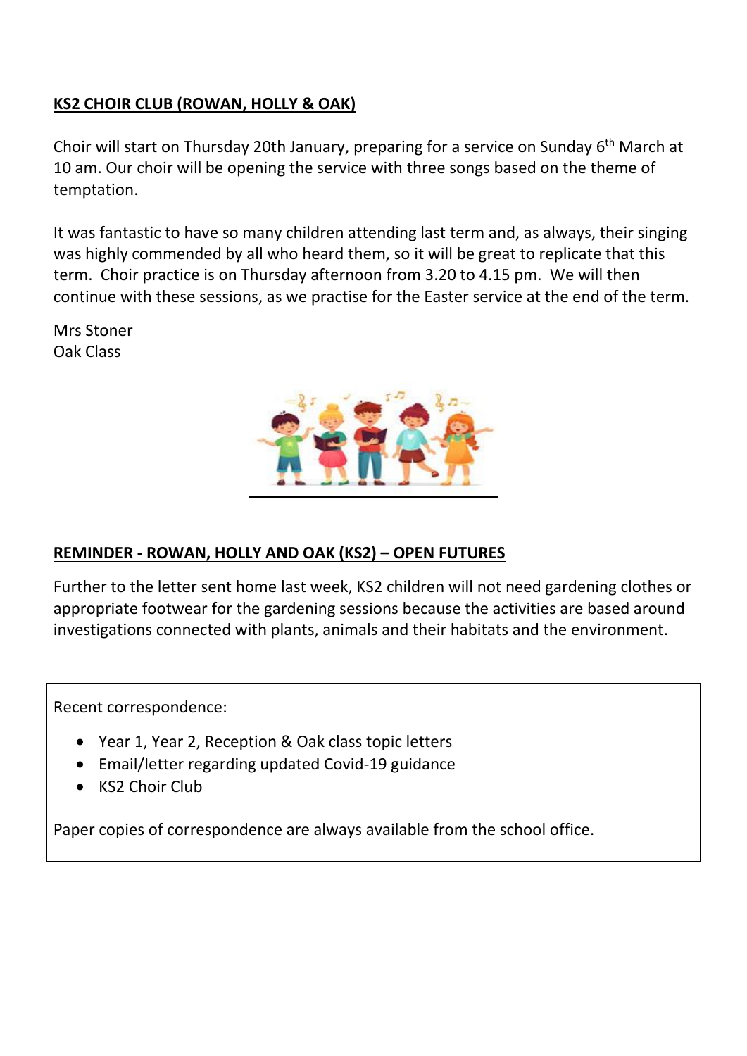## KS2 CHOIR CLUB (ROWAN, HOLLY & OAK)

Choir will start on Thursday 20th January, preparing for a service on Sunday 6th March at 10 am. Our choir will be opening the service with three songs based on the theme of temptation.

It was fantastic to have so many children attending last term and, as always, their singing was highly commended by all who heard them, so it will be great to replicate that this term. Choir practice is on Thursday afternoon from 3.20 to 4.15 pm. We will then continue with these sessions, as we practise for the Easter service at the end of the term.

Mrs Stoner
Oak Class

## REMINDER - ROWAN, HOLLY AND OAK (KS2) – OPEN FUTURES

Further to the letter sent home last week, KS2 children will not need gardening clothes or appropriate footwear for the gardening sessions because the activities are based around investigations connected with plants, animals and their habitats and the environment.

Recent correspondence:

- Year 1, Year 2, Reception & Oak class topic letters
- Email/letter regarding updated Covid-19 guidance
- KS2 Choir Club

Paper copies of correspondence are always available from the school office.